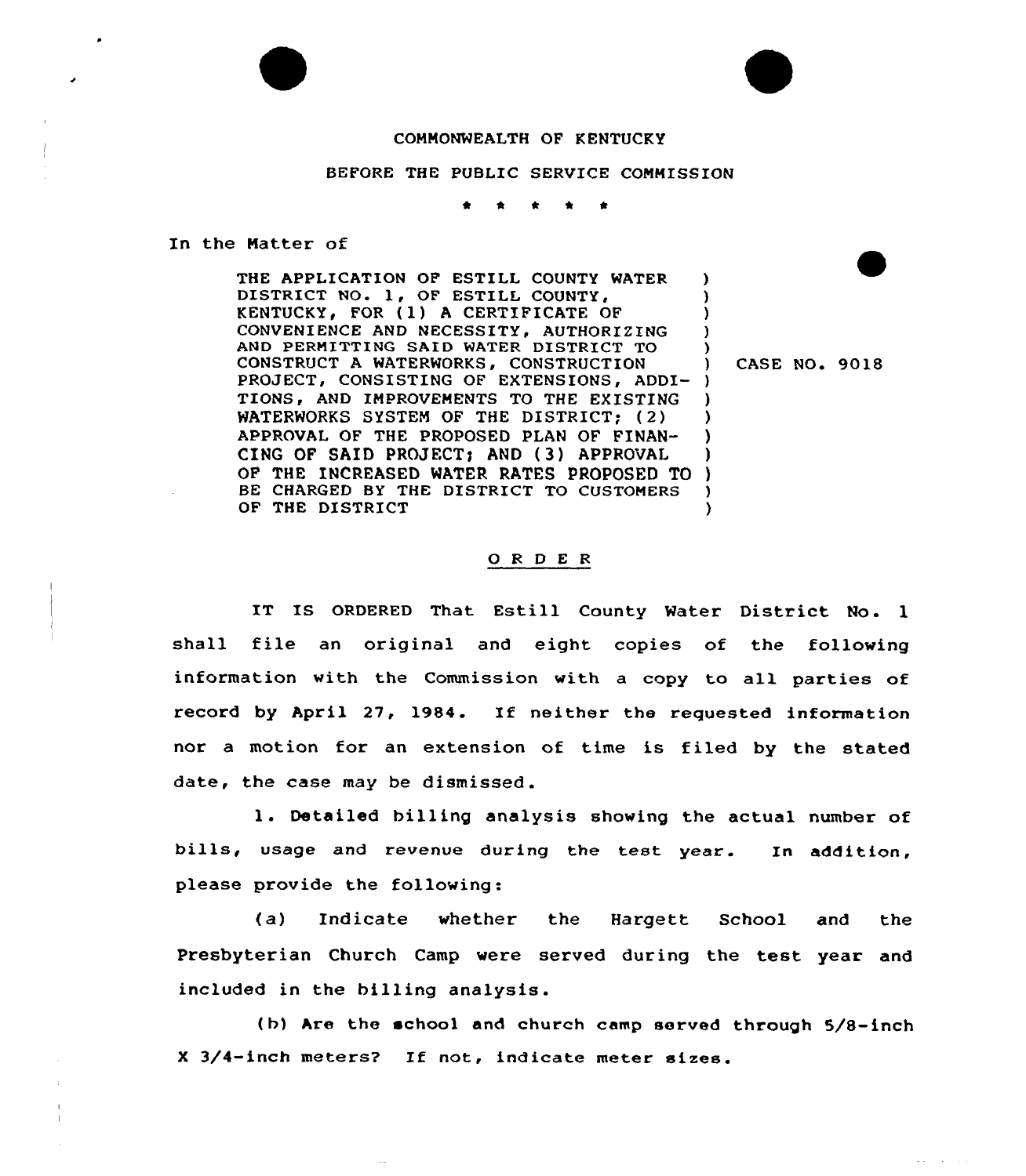COMMONWEALTH OF KENTUCKY

BEFORE THE PUBLIC SERVICE COMMISSION

\* \* \* \* \*

In the Matter of

THE APPLICATION OF ESTILL COUNTY WATER DISTRICT NO. 1, OF ESTILL COUNTY, KENTUCKY, FOR (1) A CERTIFICATE OF CONVENIENCE AND NECESSITY, AUTHORIZING AND PERMITTING SAID WATER DISTRICT TO CONSTRUCT A WATERWORKS, CONSTRUCTION PROJECT, CONSISTING OF EXTENSIONS, ADDITIONS, AND IMPROVEMENTS TO THE EXISTING WATERWORKS SYSTEM OF THE DISTRICT; (2) APPROVAL OF THE PROPOSED PLAN OF FINANCING OF SAID PROJECT; AND (3) APPROVAL OF THE INCREASED WATER RATES PROPOSED TO BE CHARGED BY THE DISTRICT TO CUSTOMERS OF THE DISTRICT

CASE NO. 9018

## O R D E R

IT IS ORDERED That Estill County Water District No. 1 shall file an original and eight copies of the following information with the Commission with a copy to all parties of record by April 27, 1984. If neither the requested information nor a motion for an extension of time is filed by the stated date, the case may be dismissed.

1. Detailed billing analysis showing the actual number of bills, usage and revenue during the test year. In addition, please provide the following:

(a) Indicate whether the Hargett School and the Presbyterian Church Camp were served during the test year and included in the billing analysis.

(b) Are the school and church camp served through 5/8-inch X 3/4-inch meters? If not, indicate meter sizes.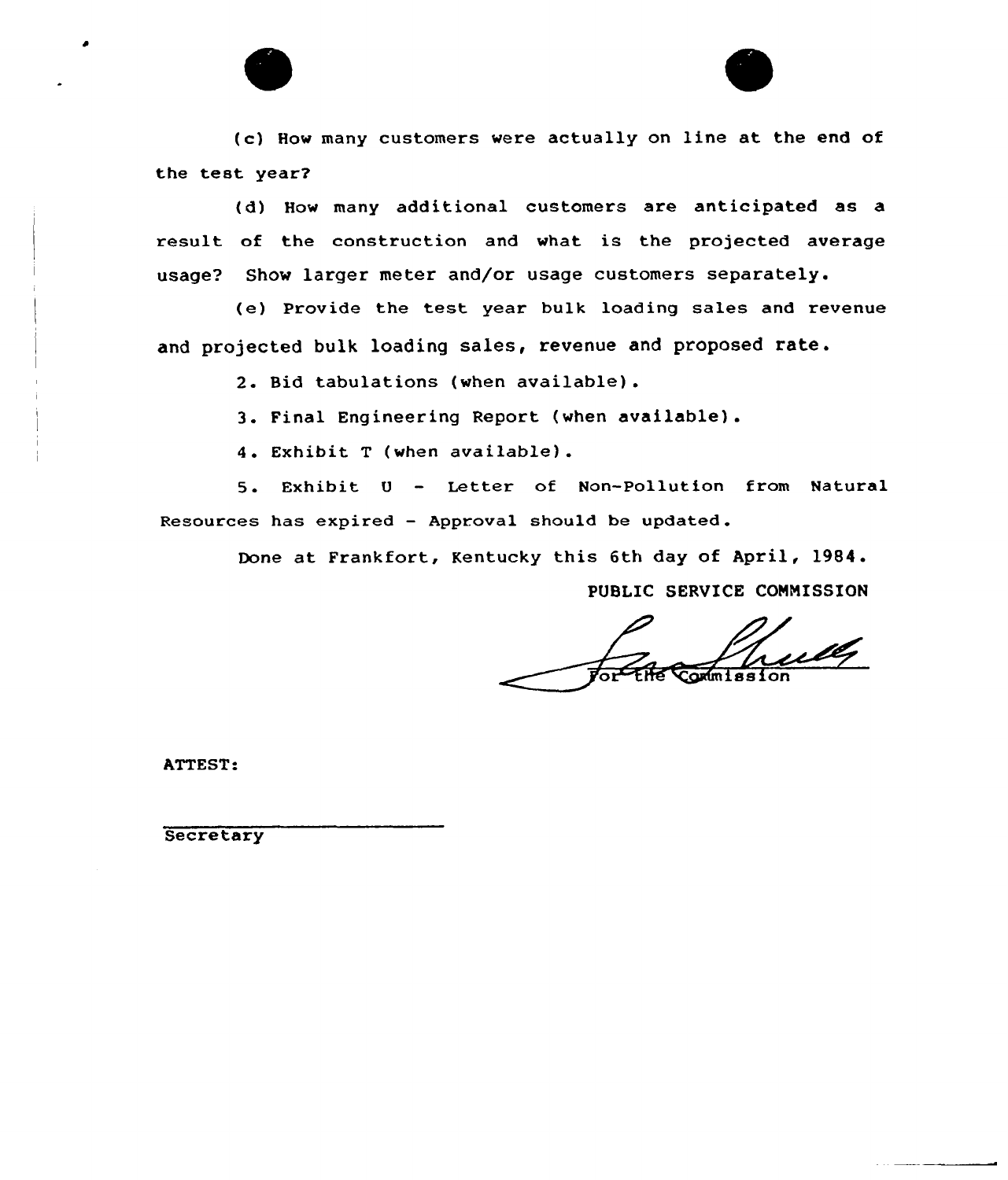(c) How many customers were actually on line at the end of the test year?

(d) How many additional customers are anticipated as a result of the construction and what is the projected average usage? Show larger meter and/or usage customers separately.

(e) Provide the test year bulk loading sales and revenue and projected bulk loading sales, revenue and proposed rate.

2. Bid tabulations (when available).

3. Final Engineering Report (when available).

4. Exhibit T (when available).

5. Exhibit U - Letter of Non-Pollution from Natural Resources has expired - Approval should be updated.

Done at Frankfort, Kentucky this 6th day of April, 1984.

PUBLIC SERVICE COMMISSION

For the Commission

ATTEST:

Secretary